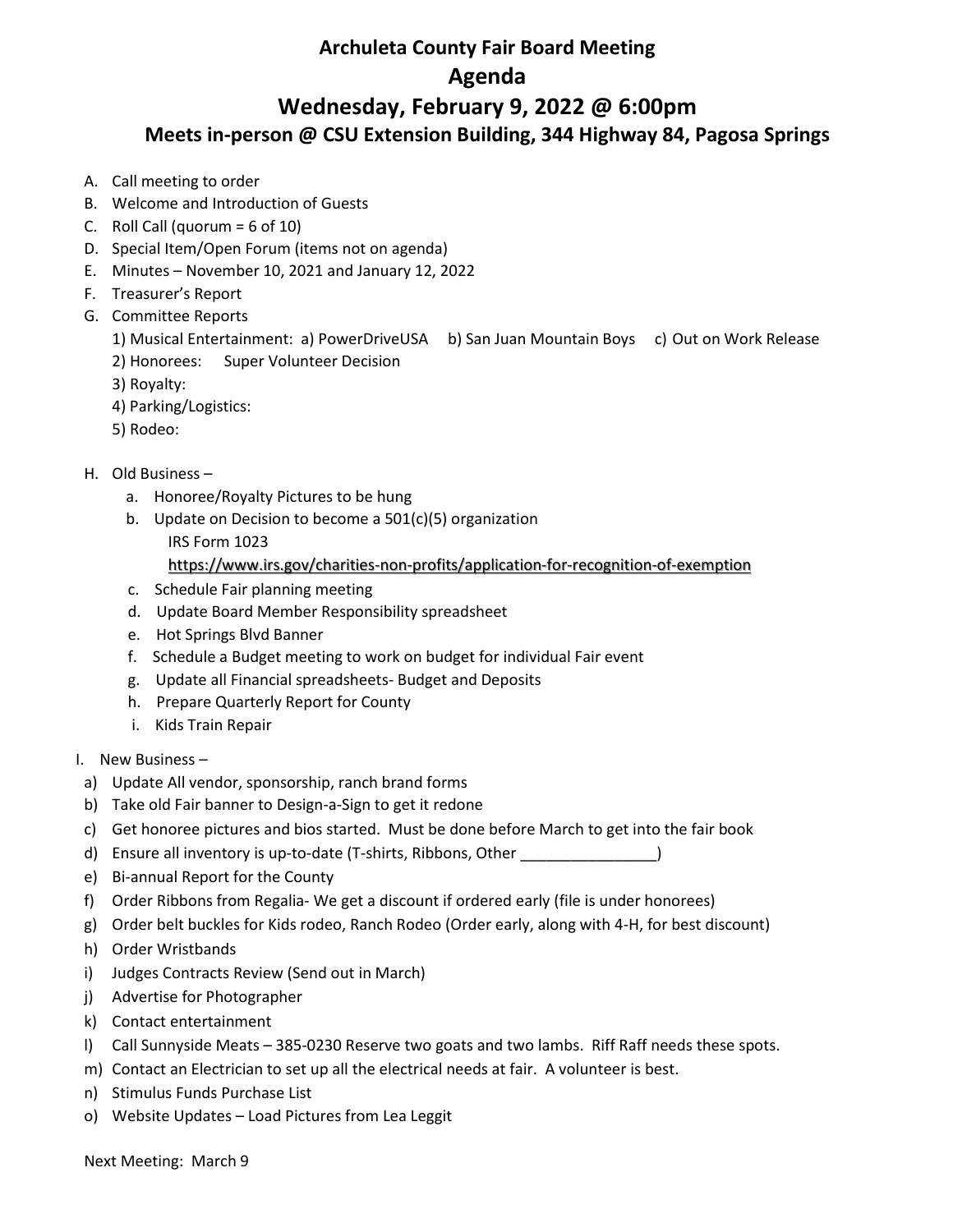# Archuleta County Fair Board Meeting

## Agenda

## Wednesday, February 9, 2022 @ 6:00pm

### Meets in-person @ CSU Extension Building, 344 Highway 84, Pagosa Springs

A. Call meeting to order

B. Welcome and Introduction of Guests

C. Roll Call (quorum = 6 of 10)

D. Special Item/Open Forum (items not on agenda)

E. Minutes – November 10, 2021 and January 12, 2022

F. Treasurer's Report

G. Committee Reports

   1) Musical Entertainment: a) PowerDriveUSA b) San Juan Mountain Boys c) Out on Work Release

   2) Honorees: Super Volunteer Decision

   3) Royalty:

   4) Parking/Logistics:

   5) Rodeo:

H. Old Business –

   a. Honoree/Royalty Pictures to be hung

   b. Update on Decision to become a 501(c)(5) organization
      IRS Form 1023
      https://www.irs.gov/charities-non-profits/application-for-recognition-of-exemption

   c. Schedule Fair planning meeting

   d. Update Board Member Responsibility spreadsheet

   e. Hot Springs Blvd Banner

   f. Schedule a Budget meeting to work on budget for individual Fair event

   g. Update all Financial spreadsheets- Budget and Deposits

   h. Prepare Quarterly Report for County

   i. Kids Train Repair

I. New Business –

   a) Update All vendor, sponsorship, ranch brand forms

   b) Take old Fair banner to Design-a-Sign to get it redone

   c) Get honoree pictures and bios started. Must be done before March to get into the fair book

   d) Ensure all inventory is up-to-date (T-shirts, Ribbons, Other ________________)

   e) Bi-annual Report for the County

   f) Order Ribbons from Regalia- We get a discount if ordered early (file is under honorees)

   g) Order belt buckles for Kids rodeo, Ranch Rodeo (Order early, along with 4-H, for best discount)

   h) Order Wristbands

   i) Judges Contracts Review (Send out in March)

   j) Advertise for Photographer

   k) Contact entertainment

   l) Call Sunnyside Meats – 385-0230 Reserve two goats and two lambs. Riff Raff needs these spots.

   m) Contact an Electrician to set up all the electrical needs at fair. A volunteer is best.

   n) Stimulus Funds Purchase List

   o) Website Updates – Load Pictures from Lea Leggit

Next Meeting: March 9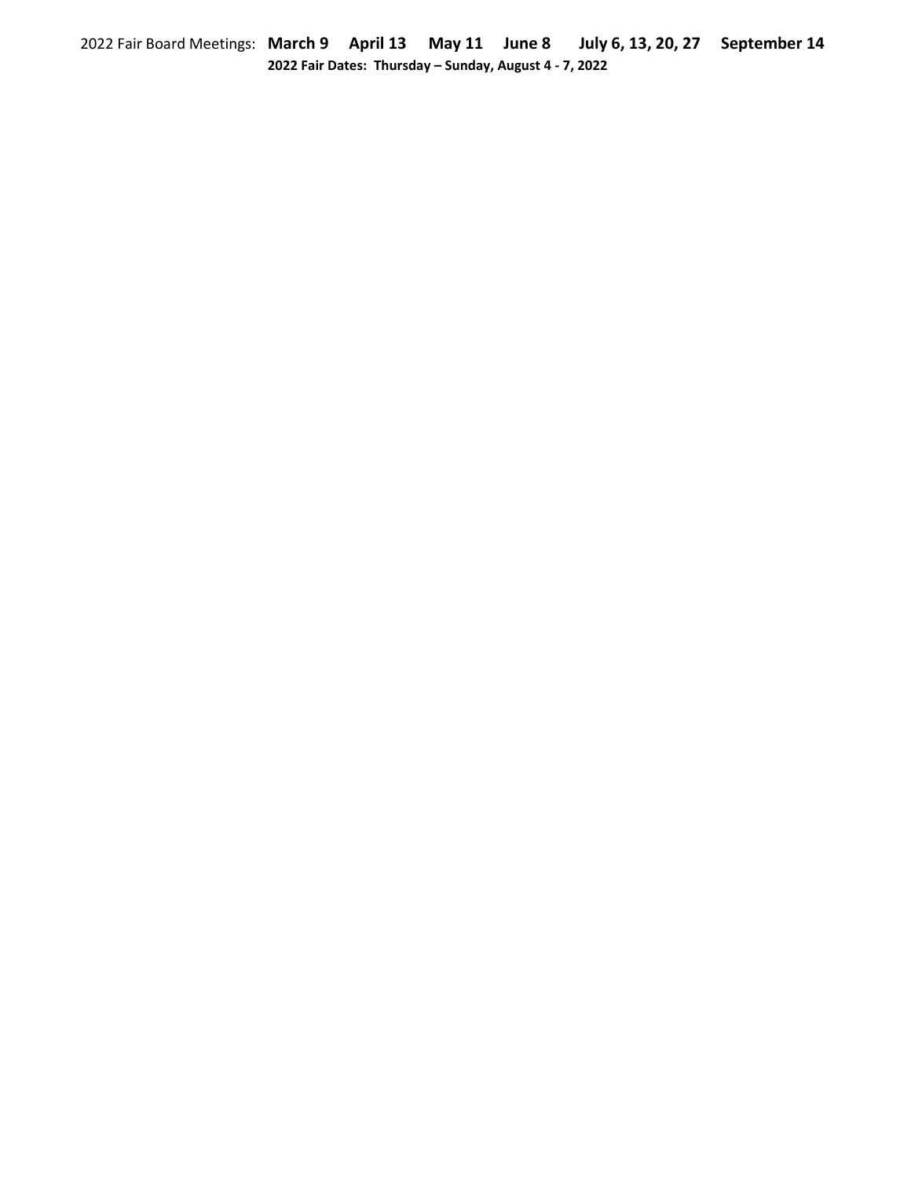2022 Fair Board Meetings: **March 9 April 13 May 11 June 8 July 6, 13, 20, 27 September 14**

**2022 Fair Dates: Thursday – Sunday, August 4 - 7, 2022**